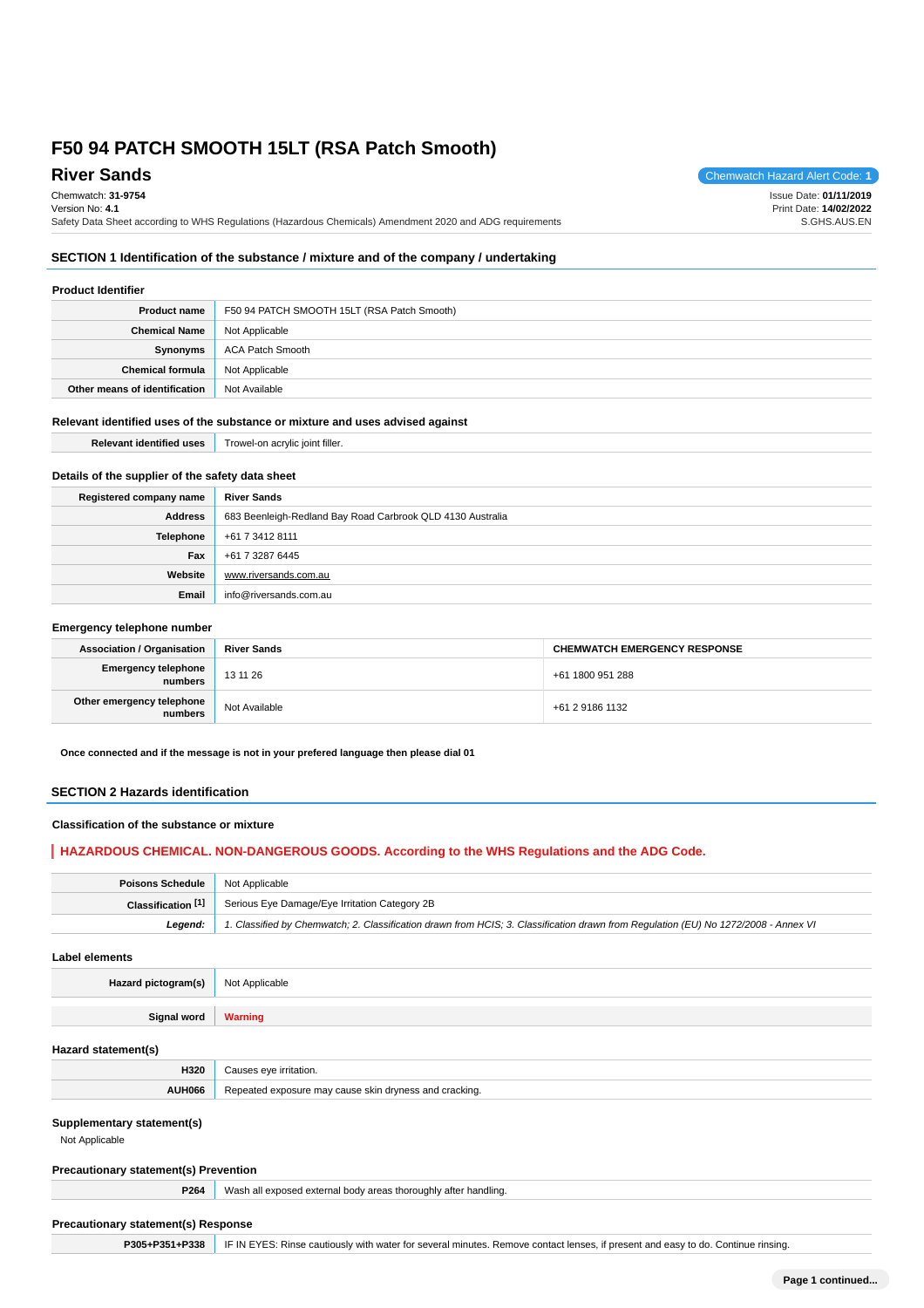# F50 94 PATCH SMOOTH 15LT (RSA Patch Smooth)

## River Sands

Chemwatch Hazard Alert Code: **1**

Chemwatch: **31-9754**
Version No: **4.1**
Safety Data Sheet according to WHS Regulations (Hazardous Chemicals) Amendment 2020 and ADG requirements

Issue Date: **01/11/2019**
Print Date: **14/02/2022**
S.GHS.AUS.EN

## SECTION 1 Identification of the substance / mixture and of the company / undertaking

### Product Identifier

| | |
|---|---|
| **Product name** | F50 94 PATCH SMOOTH 15LT (RSA Patch Smooth) |
| **Chemical Name** | Not Applicable |
| **Synonyms** | ACA Patch Smooth |
| **Chemical formula** | Not Applicable |
| **Other means of identification** | Not Available |

### Relevant identified uses of the substance or mixture and uses advised against

| | |
|---|---|
| **Relevant identified uses** | Trowel-on acrylic joint filler. |

### Details of the supplier of the safety data sheet

| | |
|---|---|
| **Registered company name** | **River Sands** |
| **Address** | 683 Beenleigh-Redland Bay Road Carbrook QLD 4130 Australia |
| **Telephone** | +61 7 3412 8111 |
| **Fax** | +61 7 3287 6445 |
| **Website** | www.riversands.com.au |
| **Email** | info@riversands.com.au |

### Emergency telephone number

| | | |
|---|---|---|
| **Association / Organisation** | **River Sands** | **CHEMWATCH EMERGENCY RESPONSE** |
| **Emergency telephone numbers** | 13 11 26 | +61 1800 951 288 |
| **Other emergency telephone numbers** | Not Available | +61 2 9186 1132 |

**Once connected and if the message is not in your prefered language then please dial 01**

## SECTION 2 Hazards identification

### Classification of the substance or mixture

**HAZARDOUS CHEMICAL. NON-DANGEROUS GOODS. According to the WHS Regulations and the ADG Code.**

| | |
|---|---|
| **Poisons Schedule** | Not Applicable |
| **Classification [1]** | Serious Eye Damage/Eye Irritation Category 2B |
| ***Legend:*** | *1. Classified by Chemwatch; 2. Classification drawn from HCIS; 3. Classification drawn from Regulation (EU) No 1272/2008 - Annex VI* |

### Label elements

| | |
|---|---|
| **Hazard pictogram(s)** | Not Applicable |
| **Signal word** | **Warning** |

### Hazard statement(s)

| | |
|---|---|
| **H320** | Causes eye irritation. |
| **AUH066** | Repeated exposure may cause skin dryness and cracking. |

### Supplementary statement(s)

Not Applicable

### Precautionary statement(s) Prevention

| | |
|---|---|
| **P264** | Wash all exposed external body areas thoroughly after handling. |

### Precautionary statement(s) Response

| | |
|---|---|
| **P305+P351+P338** | IF IN EYES: Rinse cautiously with water for several minutes. Remove contact lenses, if present and easy to do. Continue rinsing. |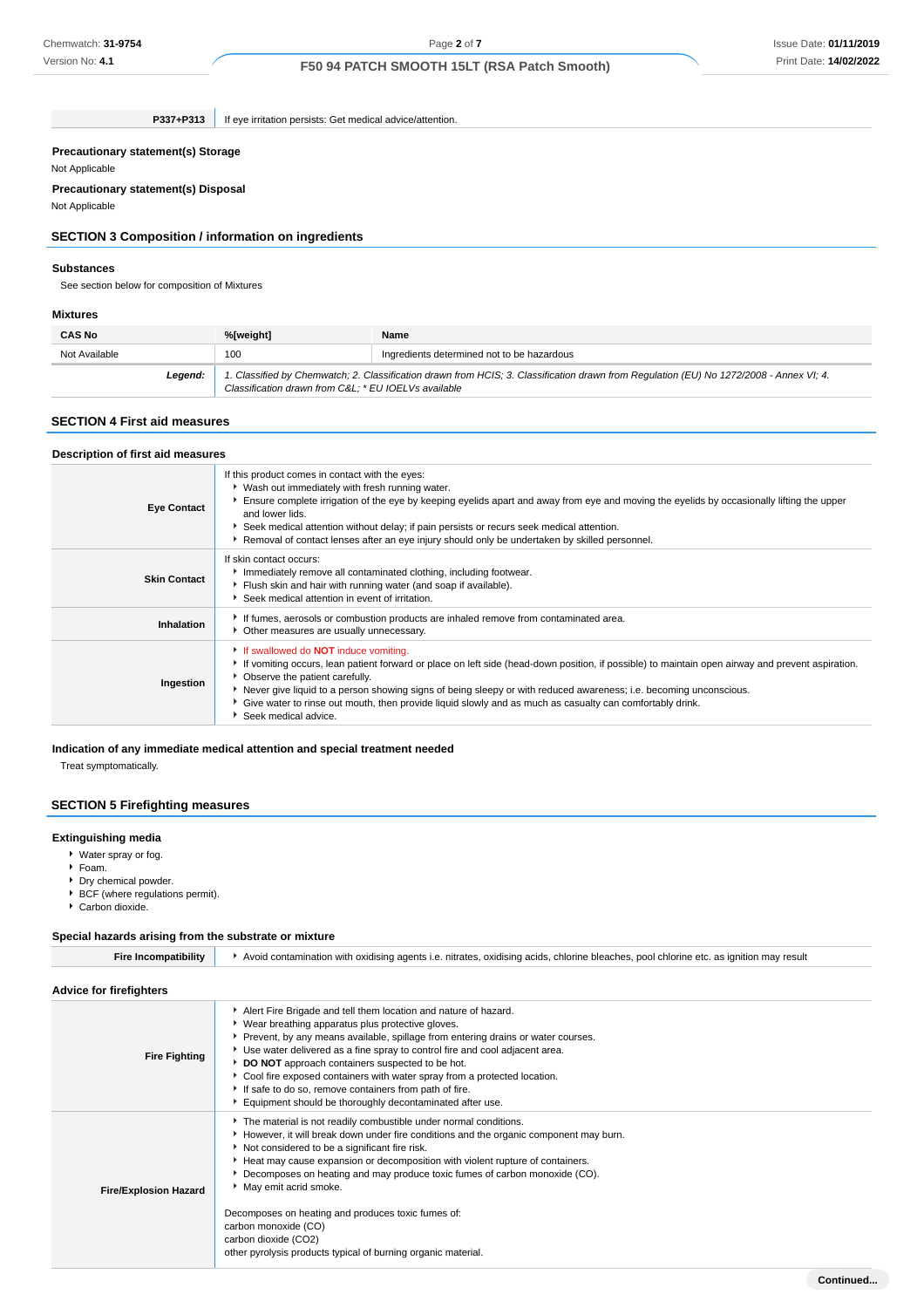| | |
|---|---|
| **P337+P313** | If eye irritation persists: Get medical advice/attention. |

**Precautionary statement(s) Storage**

Not Applicable

**Precautionary statement(s) Disposal**

Not Applicable

## SECTION 3 Composition / information on ingredients

### Substances

See section below for composition of Mixtures

### Mixtures

| CAS No | %[weight] | Name |
|---|---|---|
| Not Available | 100 | Ingredients determined not to be hazardous |
| ***Legend:*** | *1. Classified by Chemwatch; 2. Classification drawn from HCIS; 3. Classification drawn from Regulation (EU) No 1272/2008 - Annex VI; 4. Classification drawn from C&L; * EU IOELVs available* | |

## SECTION 4 First aid measures

### Description of first aid measures

| | |
|---|---|
| **Eye Contact** | If this product comes in contact with the eyes:<br>‣ Wash out immediately with fresh running water.<br>‣ Ensure complete irrigation of the eye by keeping eyelids apart and away from eye and moving the eyelids by occasionally lifting the upper and lower lids.<br>‣ Seek medical attention without delay; if pain persists or recurs seek medical attention.<br>‣ Removal of contact lenses after an eye injury should only be undertaken by skilled personnel. |
| **Skin Contact** | If skin contact occurs:<br>‣ Immediately remove all contaminated clothing, including footwear.<br>‣ Flush skin and hair with running water (and soap if available).<br>‣ Seek medical attention in event of irritation. |
| **Inhalation** | ‣ If fumes, aerosols or combustion products are inhaled remove from contaminated area.<br>‣ Other measures are usually unnecessary. |
| **Ingestion** | ‣ If swallowed do **NOT** induce vomiting.<br>‣ If vomiting occurs, lean patient forward or place on left side (head-down position, if possible) to maintain open airway and prevent aspiration.<br>‣ Observe the patient carefully.<br>‣ Never give liquid to a person showing signs of being sleepy or with reduced awareness; i.e. becoming unconscious.<br>‣ Give water to rinse out mouth, then provide liquid slowly and as much as casualty can comfortably drink.<br>‣ Seek medical advice. |

### Indication of any immediate medical attention and special treatment needed

Treat symptomatically.

## SECTION 5 Firefighting measures

### Extinguishing media

- Water spray or fog.
- Foam.
- Dry chemical powder.
- BCF (where regulations permit).
- Carbon dioxide.

### Special hazards arising from the substrate or mixture

| | |
|---|---|
| **Fire Incompatibility** | ‣ Avoid contamination with oxidising agents i.e. nitrates, oxidising acids, chlorine bleaches, pool chlorine etc. as ignition may result |

### Advice for firefighters

| | |
|---|---|
| **Fire Fighting** | ‣ Alert Fire Brigade and tell them location and nature of hazard.<br>‣ Wear breathing apparatus plus protective gloves.<br>‣ Prevent, by any means available, spillage from entering drains or water courses.<br>‣ Use water delivered as a fine spray to control fire and cool adjacent area.<br>‣ **DO NOT** approach containers suspected to be hot.<br>‣ Cool fire exposed containers with water spray from a protected location.<br>‣ If safe to do so, remove containers from path of fire.<br>‣ Equipment should be thoroughly decontaminated after use. |
| **Fire/Explosion Hazard** | ‣ The material is not readily combustible under normal conditions.<br>‣ However, it will break down under fire conditions and the organic component may burn.<br>‣ Not considered to be a significant fire risk.<br>‣ Heat may cause expansion or decomposition with violent rupture of containers.<br>‣ Decomposes on heating and may produce toxic fumes of carbon monoxide (CO).<br>‣ May emit acrid smoke.<br><br>Decomposes on heating and produces toxic fumes of:<br>carbon monoxide (CO)<br>carbon dioxide (CO2)<br>other pyrolysis products typical of burning organic material. |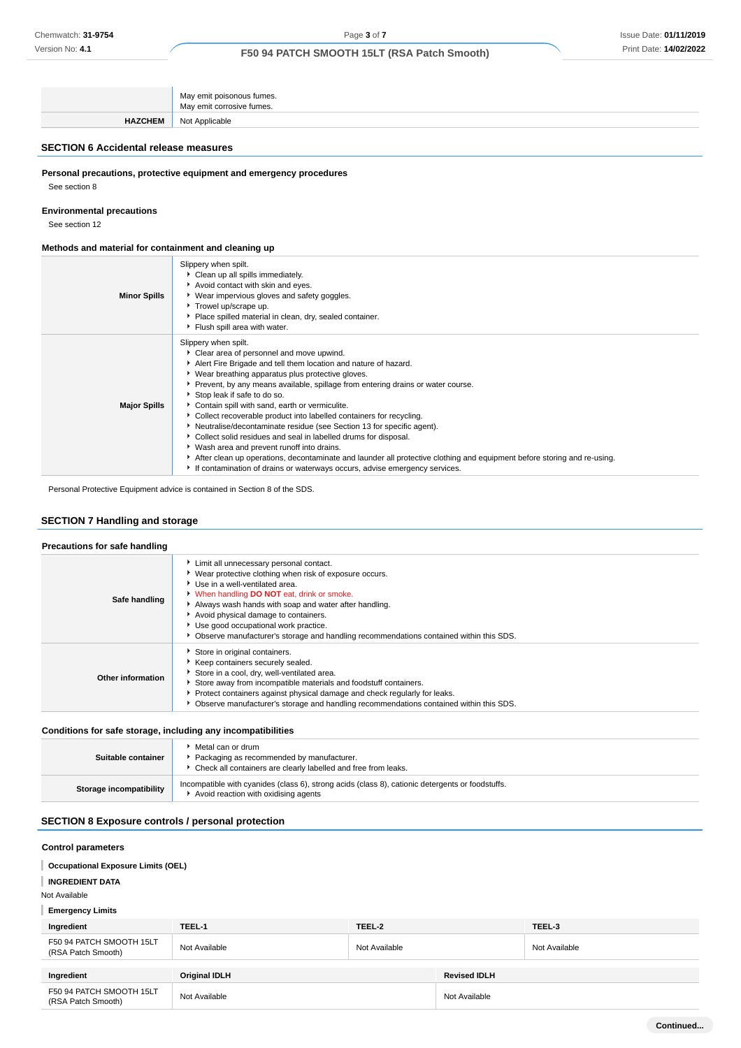| | |
|---|---|
| | May emit poisonous fumes.<br>May emit corrosive fumes. |
| **HAZCHEM** | Not Applicable |

## SECTION 6 Accidental release measures

### Personal precautions, protective equipment and emergency procedures

See section 8

### Environmental precautions

See section 12

### Methods and material for containment and cleaning up

| | |
|---|---|
| **Minor Spills** | Slippery when spilt.<br>▸ Clean up all spills immediately.<br>▸ Avoid contact with skin and eyes.<br>▸ Wear impervious gloves and safety goggles.<br>▸ Trowel up/scrape up.<br>▸ Place spilled material in clean, dry, sealed container.<br>▸ Flush spill area with water. |
| **Major Spills** | Slippery when spilt.<br>▸ Clear area of personnel and move upwind.<br>▸ Alert Fire Brigade and tell them location and nature of hazard.<br>▸ Wear breathing apparatus plus protective gloves.<br>▸ Prevent, by any means available, spillage from entering drains or water course.<br>▸ Stop leak if safe to do so.<br>▸ Contain spill with sand, earth or vermiculite.<br>▸ Collect recoverable product into labelled containers for recycling.<br>▸ Neutralise/decontaminate residue (see Section 13 for specific agent).<br>▸ Collect solid residues and seal in labelled drums for disposal.<br>▸ Wash area and prevent runoff into drains.<br>▸ After clean up operations, decontaminate and launder all protective clothing and equipment before storing and re-using.<br>▸ If contamination of drains or waterways occurs, advise emergency services. |

Personal Protective Equipment advice is contained in Section 8 of the SDS.

## SECTION 7 Handling and storage

### Precautions for safe handling

| | |
|---|---|
| **Safe handling** | ▸ Limit all unnecessary personal contact.<br>▸ Wear protective clothing when risk of exposure occurs.<br>▸ Use in a well-ventilated area.<br>▸ When handling **DO NOT** eat, drink or smoke.<br>▸ Always wash hands with soap and water after handling.<br>▸ Avoid physical damage to containers.<br>▸ Use good occupational work practice.<br>▸ Observe manufacturer's storage and handling recommendations contained within this SDS. |
| **Other information** | ▸ Store in original containers.<br>▸ Keep containers securely sealed.<br>▸ Store in a cool, dry, well-ventilated area.<br>▸ Store away from incompatible materials and foodstuff containers.<br>▸ Protect containers against physical damage and check regularly for leaks.<br>▸ Observe manufacturer's storage and handling recommendations contained within this SDS. |

### Conditions for safe storage, including any incompatibilities

| | |
|---|---|
| **Suitable container** | ▸ Metal can or drum<br>▸ Packaging as recommended by manufacturer.<br>▸ Check all containers are clearly labelled and free from leaks. |
| **Storage incompatibility** | Incompatible with cyanides (class 6), strong acids (class 8), cationic detergents or foodstuffs.<br>▸ Avoid reaction with oxidising agents |

## SECTION 8 Exposure controls / personal protection

### Control parameters

**Occupational Exposure Limits (OEL)**

**INGREDIENT DATA**

Not Available

**Emergency Limits**

| Ingredient | TEEL-1 | TEEL-2 | TEEL-3 |
|---|---|---|---|
| F50 94 PATCH SMOOTH 15LT (RSA Patch Smooth) | Not Available | Not Available | Not Available |

| Ingredient | Original IDLH | Revised IDLH |
|---|---|---|
| F50 94 PATCH SMOOTH 15LT (RSA Patch Smooth) | Not Available | Not Available |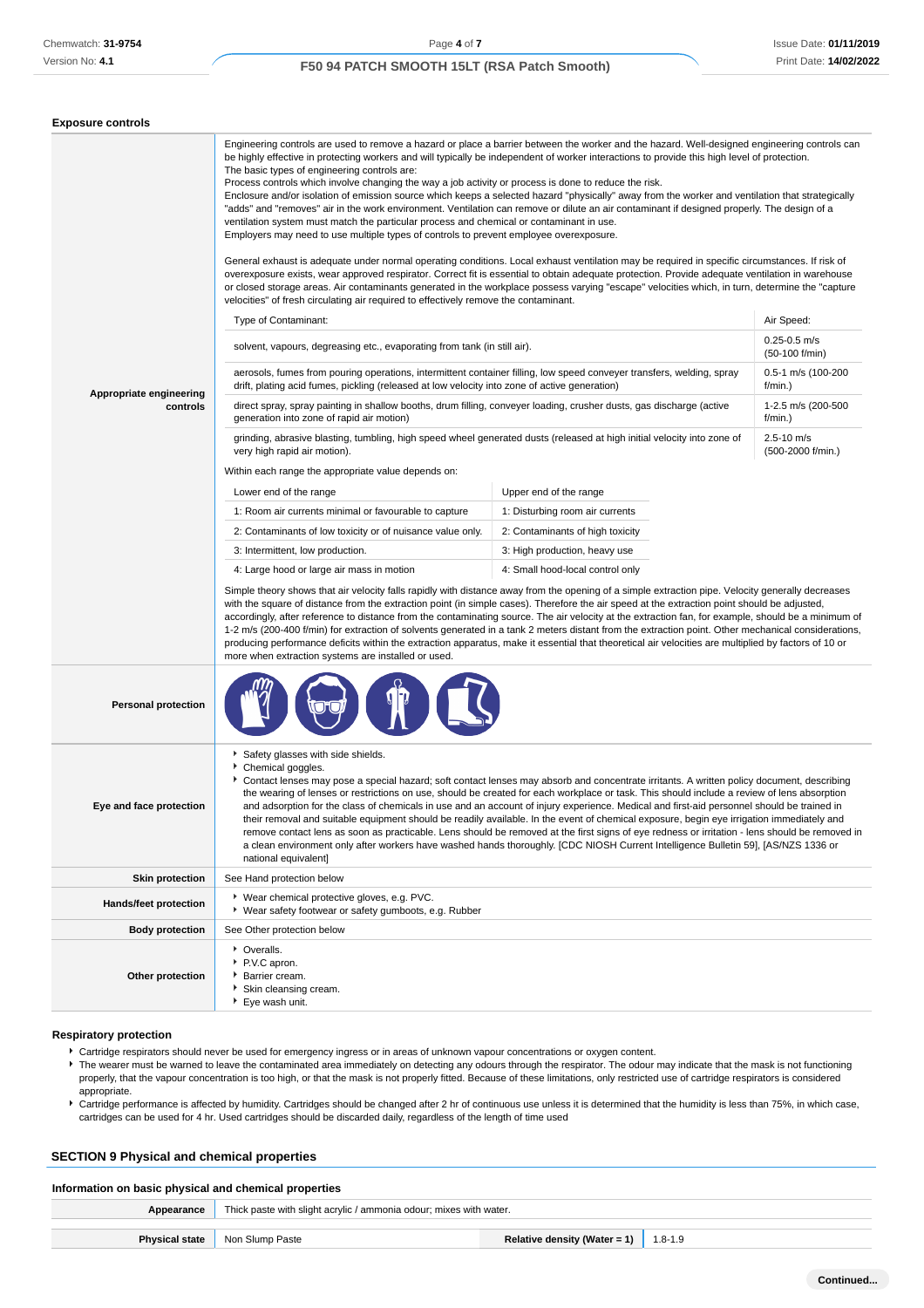### Exposure controls

| | |
|---|---|
| **Appropriate engineering controls** | Engineering controls are used to remove a hazard or place a barrier between the worker and the hazard. Well-designed engineering controls can be highly effective in protecting workers and will typically be independent of worker interactions to provide this high level of protection.<br>The basic types of engineering controls are:<br>Process controls which involve changing the way a job activity or process is done to reduce the risk.<br>Enclosure and/or isolation of emission source which keeps a selected hazard "physically" away from the worker and ventilation that strategically "adds" and "removes" air in the work environment. Ventilation can remove or dilute an air contaminant if designed properly. The design of a ventilation system must match the particular process and chemical or contaminant in use.<br>Employers may need to use multiple types of controls to prevent employee overexposure.<br><br>General exhaust is adequate under normal operating conditions. Local exhaust ventilation may be required in specific circumstances. If risk of overexposure exists, wear approved respirator. Correct fit is essential to obtain adequate protection. Provide adequate ventilation in warehouse or closed storage areas. Air contaminants generated in the workplace possess varying "escape" velocities which, in turn, determine the "capture velocities" of fresh circulating air required to effectively remove the contaminant. |

| Type of Contaminant: | Air Speed: |
|---|---|
| solvent, vapours, degreasing etc., evaporating from tank (in still air). | 0.25-0.5 m/s (50-100 f/min) |
| aerosols, fumes from pouring operations, intermittent container filling, low speed conveyer transfers, welding, spray drift, plating acid fumes, pickling (released at low velocity into zone of active generation) | 0.5-1 m/s (100-200 f/min.) |
| direct spray, spray painting in shallow booths, drum filling, conveyer loading, crusher dusts, gas discharge (active generation into zone of rapid air motion) | 1-2.5 m/s (200-500 f/min.) |
| grinding, abrasive blasting, tumbling, high speed wheel generated dusts (released at high initial velocity into zone of very high rapid air motion). | 2.5-10 m/s (500-2000 f/min.) |

Within each range the appropriate value depends on:

| Lower end of the range | Upper end of the range |
|---|---|
| 1: Room air currents minimal or favourable to capture | 1: Disturbing room air currents |
| 2: Contaminants of low toxicity or of nuisance value only. | 2: Contaminants of high toxicity |
| 3: Intermittent, low production. | 3: High production, heavy use |
| 4: Large hood or large air mass in motion | 4: Small hood-local control only |

Simple theory shows that air velocity falls rapidly with distance away from the opening of a simple extraction pipe. Velocity generally decreases with the square of distance from the extraction point (in simple cases). Therefore the air speed at the extraction point should be adjusted, accordingly, after reference to distance from the contaminating source. The air velocity at the extraction fan, for example, should be a minimum of 1-2 m/s (200-400 f/min) for extraction of solvents generated in a tank 2 meters distant from the extraction point. Other mechanical considerations, producing performance deficits within the extraction apparatus, make it essential that theoretical air velocities are multiplied by factors of 10 or more when extraction systems are installed or used.

| | |
|---|---|
| **Personal protection** | |
| **Eye and face protection** | ▸ Safety glasses with side shields.<br>▸ Chemical goggles.<br>▸ Contact lenses may pose a special hazard; soft contact lenses may absorb and concentrate irritants. A written policy document, describing the wearing of lenses or restrictions on use, should be created for each workplace or task. This should include a review of lens absorption and adsorption for the class of chemicals in use and an account of injury experience. Medical and first-aid personnel should be trained in their removal and suitable equipment should be readily available. In the event of chemical exposure, begin eye irrigation immediately and remove contact lens as soon as practicable. Lens should be removed at the first signs of eye redness or irritation - lens should be removed in a clean environment only after workers have washed hands thoroughly. [CDC NIOSH Current Intelligence Bulletin 59], [AS/NZS 1336 or national equivalent] |
| **Skin protection** | See Hand protection below |
| **Hands/feet protection** | ▸ Wear chemical protective gloves, e.g. PVC.<br>▸ Wear safety footwear or safety gumboots, e.g. Rubber |
| **Body protection** | See Other protection below |
| **Other protection** | ▸ Overalls.<br>▸ P.V.C apron.<br>▸ Barrier cream.<br>▸ Skin cleansing cream.<br>▸ Eye wash unit. |

### Respiratory protection

- Cartridge respirators should never be used for emergency ingress or in areas of unknown vapour concentrations or oxygen content.
- The wearer must be warned to leave the contaminated area immediately on detecting any odours through the respirator. The odour may indicate that the mask is not functioning properly, that the vapour concentration is too high, or that the mask is not properly fitted. Because of these limitations, only restricted use of cartridge respirators is considered appropriate.
- Cartridge performance is affected by humidity. Cartridges should be changed after 2 hr of continuous use unless it is determined that the humidity is less than 75%, in which case, cartridges can be used for 4 hr. Used cartridges should be discarded daily, regardless of the length of time used

## SECTION 9 Physical and chemical properties

### Information on basic physical and chemical properties

| | | | |
|---|---|---|---|
| **Appearance** | Thick paste with slight acrylic / ammonia odour; mixes with water. | | |
| **Physical state** | Non Slump Paste | **Relative density (Water = 1)** | 1.8-1.9 |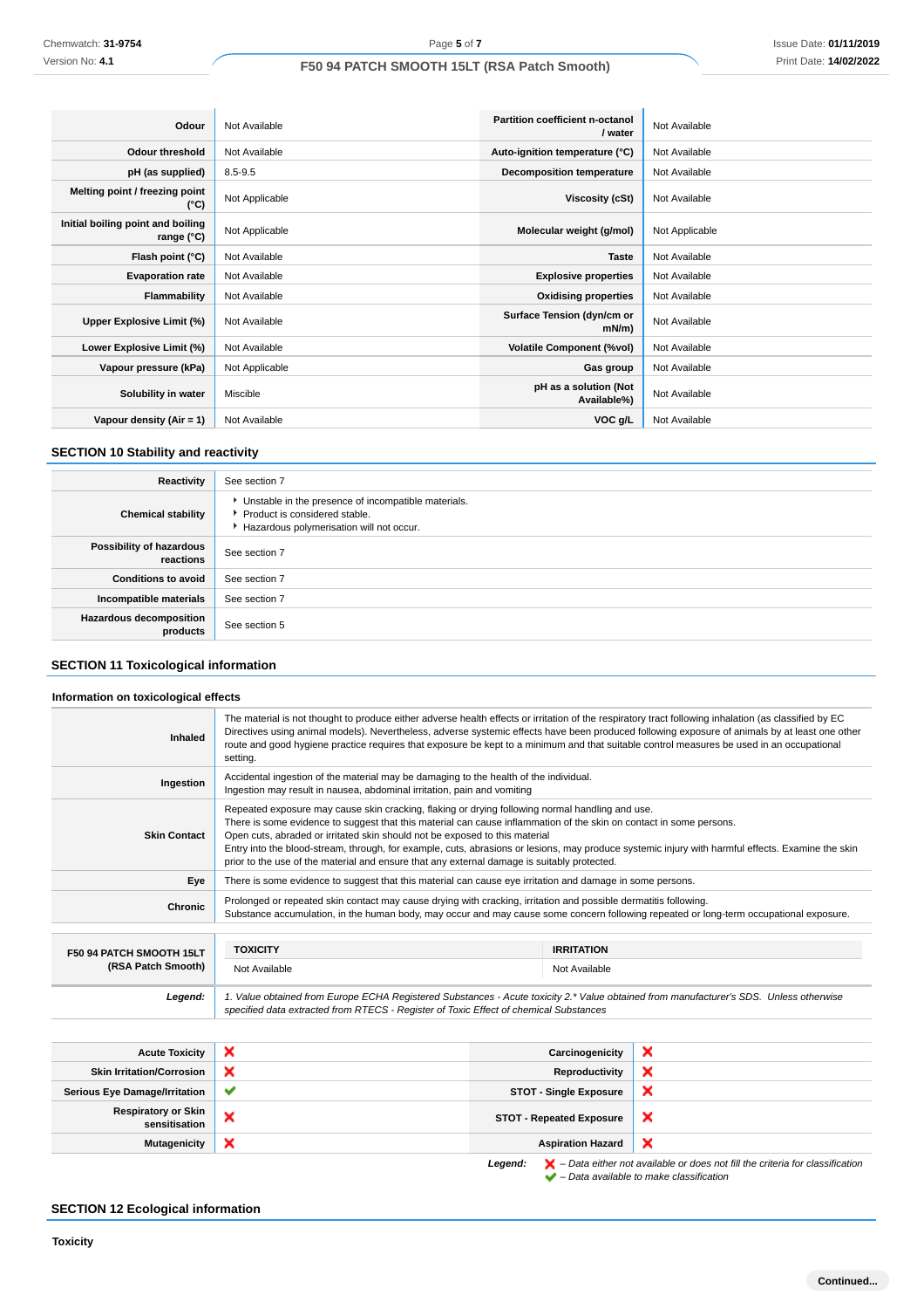| | | | |
|---|---|---|---|
| **Odour** | Not Available | **Partition coefficient n-octanol / water** | Not Available |
| **Odour threshold** | Not Available | **Auto-ignition temperature (°C)** | Not Available |
| **pH (as supplied)** | 8.5-9.5 | **Decomposition temperature** | Not Available |
| **Melting point / freezing point (°C)** | Not Applicable | **Viscosity (cSt)** | Not Available |
| **Initial boiling point and boiling range (°C)** | Not Applicable | **Molecular weight (g/mol)** | Not Applicable |
| **Flash point (°C)** | Not Available | **Taste** | Not Available |
| **Evaporation rate** | Not Available | **Explosive properties** | Not Available |
| **Flammability** | Not Available | **Oxidising properties** | Not Available |
| **Upper Explosive Limit (%)** | Not Available | **Surface Tension (dyn/cm or mN/m)** | Not Available |
| **Lower Explosive Limit (%)** | Not Available | **Volatile Component (%vol)** | Not Available |
| **Vapour pressure (kPa)** | Not Applicable | **Gas group** | Not Available |
| **Solubility in water** | Miscible | **pH as a solution (Not Available%)** | Not Available |
| **Vapour density (Air = 1)** | Not Available | **VOC g/L** | Not Available |

## SECTION 10 Stability and reactivity

| | |
|---|---|
| **Reactivity** | See section 7 |
| **Chemical stability** | ‣ Unstable in the presence of incompatible materials.<br>‣ Product is considered stable.<br>‣ Hazardous polymerisation will not occur. |
| **Possibility of hazardous reactions** | See section 7 |
| **Conditions to avoid** | See section 7 |
| **Incompatible materials** | See section 7 |
| **Hazardous decomposition products** | See section 5 |

## SECTION 11 Toxicological information

### Information on toxicological effects

| | |
|---|---|
| **Inhaled** | The material is not thought to produce either adverse health effects or irritation of the respiratory tract following inhalation (as classified by EC Directives using animal models). Nevertheless, adverse systemic effects have been produced following exposure of animals by at least one other route and good hygiene practice requires that exposure be kept to a minimum and that suitable control measures be used in an occupational setting. |
| **Ingestion** | Accidental ingestion of the material may be damaging to the health of the individual.<br>Ingestion may result in nausea, abdominal irritation, pain and vomiting |
| **Skin Contact** | Repeated exposure may cause skin cracking, flaking or drying following normal handling and use.<br>There is some evidence to suggest that this material can cause inflammation of the skin on contact in some persons.<br>Open cuts, abraded or irritated skin should not be exposed to this material<br>Entry into the blood-stream, through, for example, cuts, abrasions or lesions, may produce systemic injury with harmful effects. Examine the skin prior to the use of the material and ensure that any external damage is suitably protected. |
| **Eye** | There is some evidence to suggest that this material can cause eye irritation and damage in some persons. |
| **Chronic** | Prolonged or repeated skin contact may cause drying with cracking, irritation and possible dermatitis following.<br>Substance accumulation, in the human body, may occur and may cause some concern following repeated or long-term occupational exposure. |

| | TOXICITY | IRRITATION |
|---|---|---|
| **F50 94 PATCH SMOOTH 15LT (RSA Patch Smooth)** | Not Available | Not Available |

***Legend:*** *1. Value obtained from Europe ECHA Registered Substances - Acute toxicity 2.\* Value obtained from manufacturer's SDS. Unless otherwise specified data extracted from RTECS - Register of Toxic Effect of chemical Substances*

| | | | |
|---|---|---|---|
| **Acute Toxicity** | ✘ | **Carcinogenicity** | ✘ |
| **Skin Irritation/Corrosion** | ✘ | **Reproductivity** | ✘ |
| **Serious Eye Damage/Irritation** | ✔ | **STOT - Single Exposure** | ✘ |
| **Respiratory or Skin sensitisation** | ✘ | **STOT - Repeated Exposure** | ✘ |
| **Mutagenicity** | ✘ | **Aspiration Hazard** | ✘ |

***Legend:*** ✘ *– Data either not available or does not fill the criteria for classification*
✔ *– Data available to make classification*

## SECTION 12 Ecological information

### Toxicity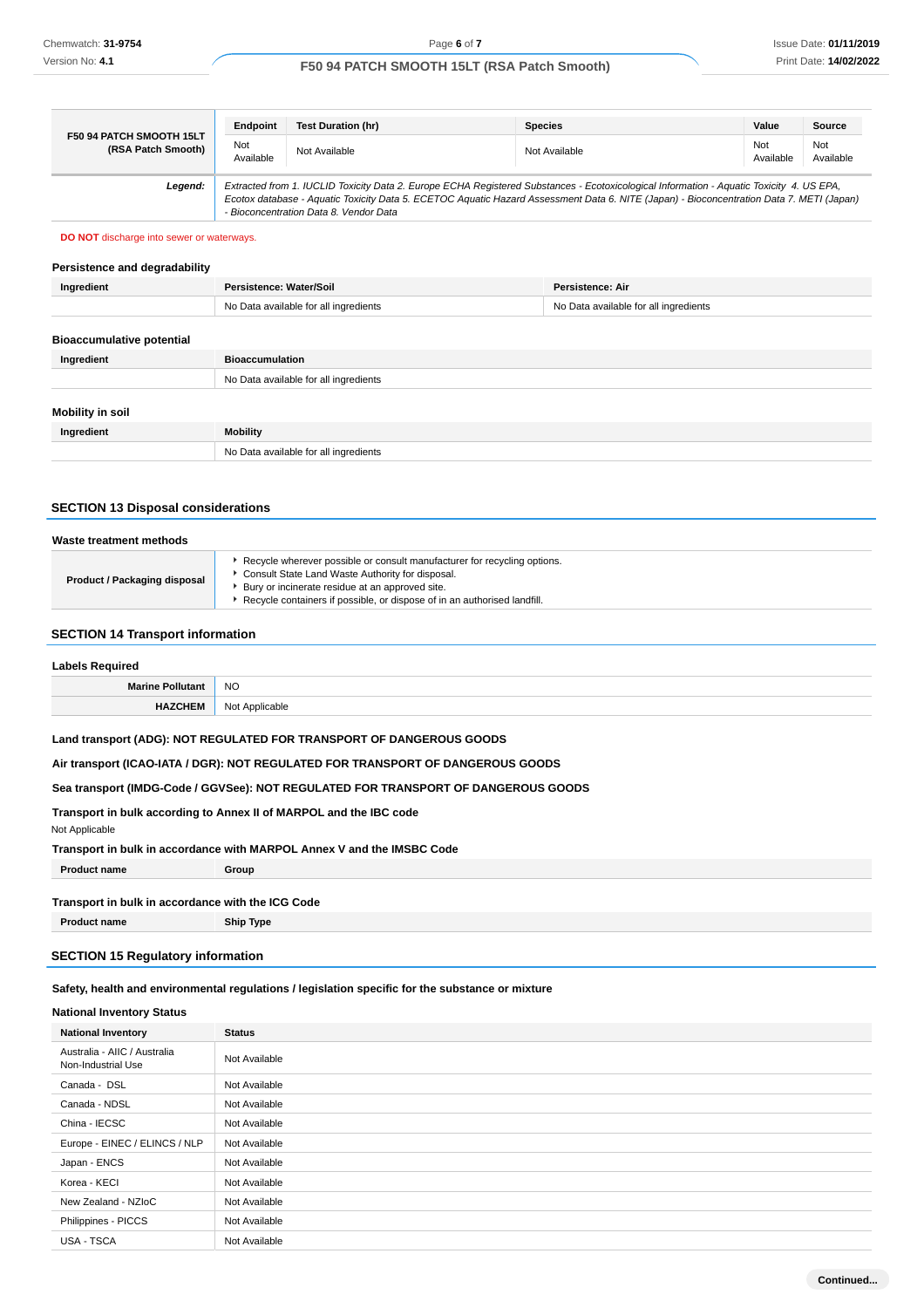| F50 94 PATCH SMOOTH 15LT (RSA Patch Smooth) | Endpoint | Test Duration (hr) | Species | Value | Source |
|---|---|---|---|---|---|
| | Not Available | Not Available | Not Available | Not Available | Not Available |
| **Legend:** | *Extracted from 1. IUCLID Toxicity Data 2. Europe ECHA Registered Substances - Ecotoxicological Information - Aquatic Toxicity 4. US EPA, Ecotox database - Aquatic Toxicity Data 5. ECETOC Aquatic Hazard Assessment Data 6. NITE (Japan) - Bioconcentration Data 7. METI (Japan) - Bioconcentration Data 8. Vendor Data* | | | | |

**DO NOT** discharge into sewer or waterways.

### Persistence and degradability

| Ingredient | Persistence: Water/Soil | Persistence: Air |
|---|---|---|
| | No Data available for all ingredients | No Data available for all ingredients |

### Bioaccumulative potential

| Ingredient | Bioaccumulation |
|---|---|
| | No Data available for all ingredients |

### Mobility in soil

| Ingredient | Mobility |
|---|---|
| | No Data available for all ingredients |

## SECTION 13 Disposal considerations

### Waste treatment methods

| | |
|---|---|
| **Product / Packaging disposal** | - Recycle wherever possible or consult manufacturer for recycling options.<br>- Consult State Land Waste Authority for disposal.<br>- Bury or incinerate residue at an approved site.<br>- Recycle containers if possible, or dispose of in an authorised landfill. |

## SECTION 14 Transport information

### Labels Required

| | |
|---|---|
| **Marine Pollutant** | NO |
| **HAZCHEM** | Not Applicable |

**Land transport (ADG): NOT REGULATED FOR TRANSPORT OF DANGEROUS GOODS**

**Air transport (ICAO-IATA / DGR): NOT REGULATED FOR TRANSPORT OF DANGEROUS GOODS**

**Sea transport (IMDG-Code / GGVSee): NOT REGULATED FOR TRANSPORT OF DANGEROUS GOODS**

**Transport in bulk according to Annex II of MARPOL and the IBC code**

Not Applicable

**Transport in bulk in accordance with MARPOL Annex V and the IMSBC Code**

| Product name | Group |
|---|---|

**Transport in bulk in accordance with the ICG Code**

| Product name | Ship Type |
|---|---|

## SECTION 15 Regulatory information

**Safety, health and environmental regulations / legislation specific for the substance or mixture**

### National Inventory Status

| National Inventory | Status |
|---|---|
| Australia - AIIC / Australia Non-Industrial Use | Not Available |
| Canada - DSL | Not Available |
| Canada - NDSL | Not Available |
| China - IECSC | Not Available |
| Europe - EINEC / ELINCS / NLP | Not Available |
| Japan - ENCS | Not Available |
| Korea - KECI | Not Available |
| New Zealand - NZIoC | Not Available |
| Philippines - PICCS | Not Available |
| USA - TSCA | Not Available |

Continued...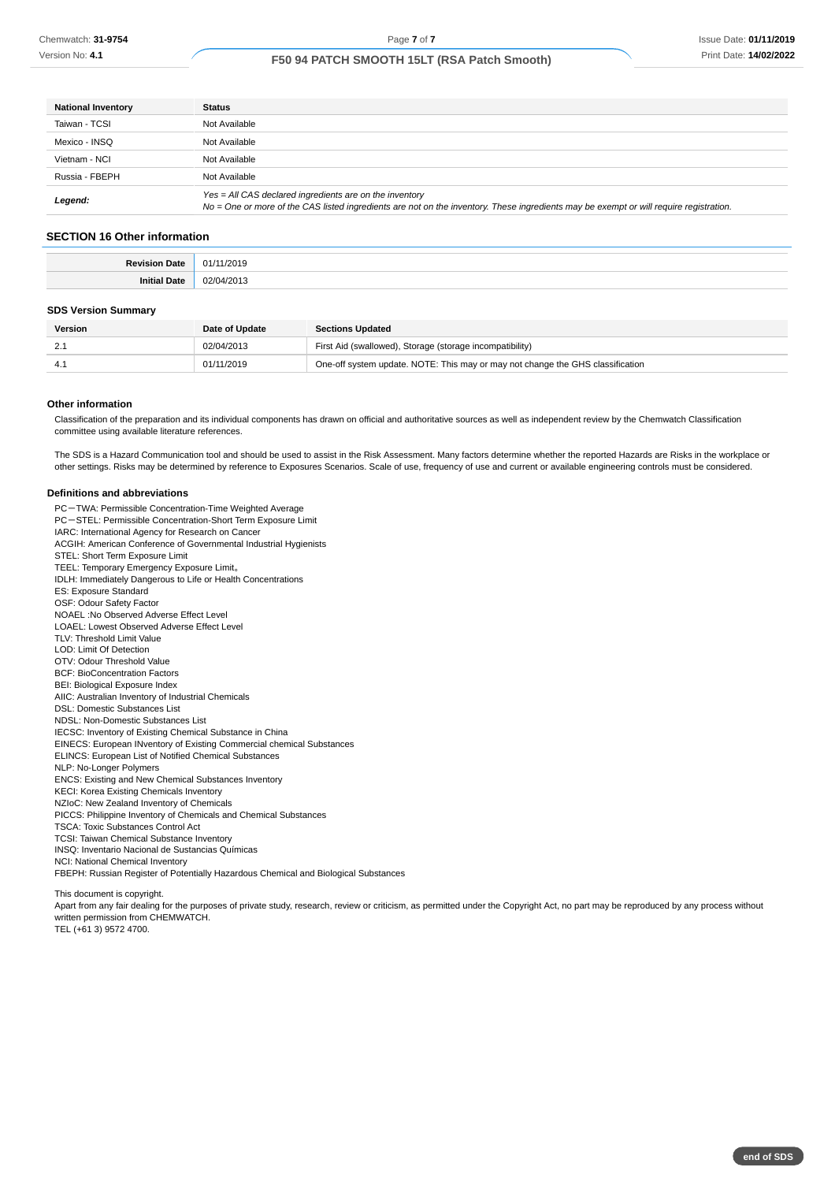| National Inventory | Status |
|---|---|
| Taiwan - TCSI | Not Available |
| Mexico - INSQ | Not Available |
| Vietnam - NCI | Not Available |
| Russia - FBEPH | Not Available |
| ***Legend:*** | *Yes = All CAS declared ingredients are on the inventory*<br>*No = One or more of the CAS listed ingredients are not on the inventory. These ingredients may be exempt or will require registration.* |

## SECTION 16 Other information

| | |
|---|---|
| **Revision Date** | 01/11/2019 |
| **Initial Date** | 02/04/2013 |

### SDS Version Summary

| Version | Date of Update | Sections Updated |
|---|---|---|
| 2.1 | 02/04/2013 | First Aid (swallowed), Storage (storage incompatibility) |
| 4.1 | 01/11/2019 | One-off system update. NOTE: This may or may not change the GHS classification |

### Other information

Classification of the preparation and its individual components has drawn on official and authoritative sources as well as independent review by the Chemwatch Classification committee using available literature references.

The SDS is a Hazard Communication tool and should be used to assist in the Risk Assessment. Many factors determine whether the reported Hazards are Risks in the workplace or other settings. Risks may be determined by reference to Exposures Scenarios. Scale of use, frequency of use and current or available engineering controls must be considered.

### Definitions and abbreviations

PC－TWA: Permissible Concentration-Time Weighted Average
PC－STEL: Permissible Concentration-Short Term Exposure Limit
IARC: International Agency for Research on Cancer
ACGIH: American Conference of Governmental Industrial Hygienists
STEL: Short Term Exposure Limit
TEEL: Temporary Emergency Exposure Limit。
IDLH: Immediately Dangerous to Life or Health Concentrations
ES: Exposure Standard
OSF: Odour Safety Factor
NOAEL :No Observed Adverse Effect Level
LOAEL: Lowest Observed Adverse Effect Level
TLV: Threshold Limit Value
LOD: Limit Of Detection
OTV: Odour Threshold Value
BCF: BioConcentration Factors
BEI: Biological Exposure Index
AIIC: Australian Inventory of Industrial Chemicals
DSL: Domestic Substances List
NDSL: Non-Domestic Substances List
IECSC: Inventory of Existing Chemical Substance in China
EINECS: European INventory of Existing Commercial chemical Substances
ELINCS: European List of Notified Chemical Substances
NLP: No-Longer Polymers
ENCS: Existing and New Chemical Substances Inventory
KECI: Korea Existing Chemicals Inventory
NZIoC: New Zealand Inventory of Chemicals
PICCS: Philippine Inventory of Chemicals and Chemical Substances
TSCA: Toxic Substances Control Act
TCSI: Taiwan Chemical Substance Inventory
INSQ: Inventario Nacional de Sustancias Químicas
NCI: National Chemical Inventory
FBEPH: Russian Register of Potentially Hazardous Chemical and Biological Substances

This document is copyright.
Apart from any fair dealing for the purposes of private study, research, review or criticism, as permitted under the Copyright Act, no part may be reproduced by any process without written permission from CHEMWATCH.
TEL (+61 3) 9572 4700.

**end of SDS**